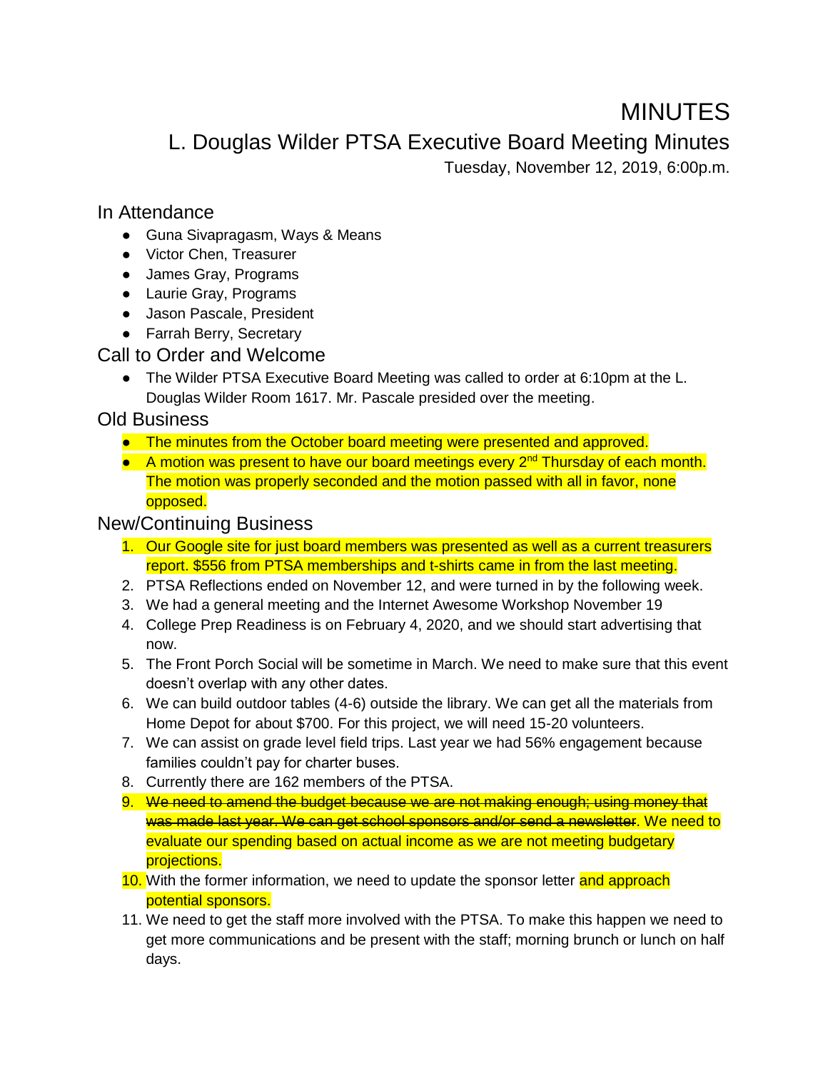# MINUTES

## L. Douglas Wilder PTSA Executive Board Meeting Minutes

Tuesday, November 12, 2019, 6:00p.m.

### In Attendance

- Guna Sivapragasm, Ways & Means
- Victor Chen, Treasurer
- James Gray, Programs
- Laurie Gray, Programs
- Jason Pascale, President
- Farrah Berry, Secretary

### Call to Order and Welcome

- The Wilder PTSA Executive Board Meeting was called to order at 6:10pm at the L. Douglas Wilder Room 1617. Mr. Pascale presided over the meeting.

### Old Business

- The minutes from the October board meeting were presented and approved.
- A motion was present to have our board meetings every 2nd Thursday of each month. The motion was properly seconded and the motion passed with all in favor, none opposed.

### New/Continuing Business

1. Our Google site for just board members was presented as well as a current treasurers report. $556 from PTSA memberships and t-shirts came in from the last meeting.
2. PTSA Reflections ended on November 12, and were turned in by the following week.
3. We had a general meeting and the Internet Awesome Workshop November 19
4. College Prep Readiness is on February 4, 2020, and we should start advertising that now.
5. The Front Porch Social will be sometime in March. We need to make sure that this event doesn't overlap with any other dates.
6. We can build outdoor tables (4-6) outside the library. We can get all the materials from Home Depot for about $700. For this project, we will need 15-20 volunteers.
7. We can assist on grade level field trips. Last year we had 56% engagement because families couldn't pay for charter buses.
8. Currently there are 162 members of the PTSA.
9. ~~We need to amend the budget because we are not making enough; using money that was made last year. We can get school sponsors and/or send a newsletter~~. We need to evaluate our spending based on actual income as we are not meeting budgetary projections.
10. With the former information, we need to update the sponsor letter and approach potential sponsors.
11. We need to get the staff more involved with the PTSA. To make this happen we need to get more communications and be present with the staff; morning brunch or lunch on half days.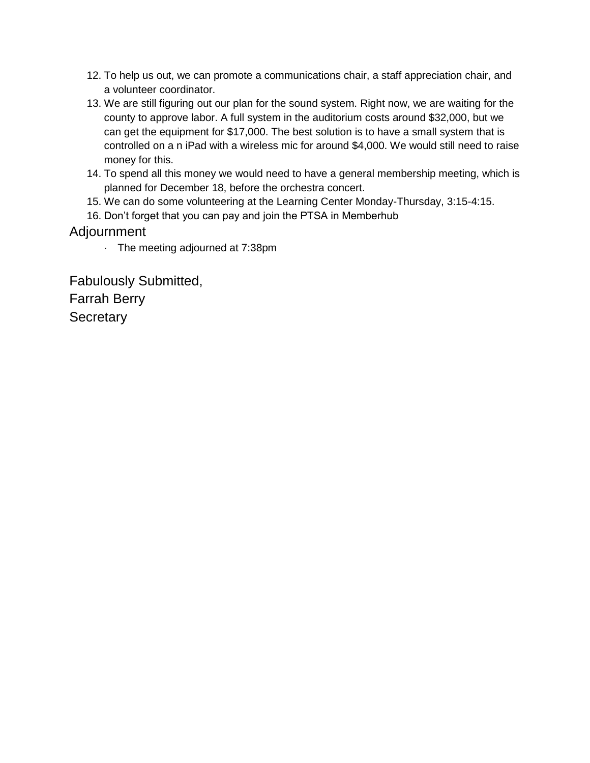12. To help us out, we can promote a communications chair, a staff appreciation chair, and a volunteer coordinator.
13. We are still figuring out our plan for the sound system. Right now, we are waiting for the county to approve labor. A full system in the auditorium costs around $32,000, but we can get the equipment for $17,000. The best solution is to have a small system that is controlled on a n iPad with a wireless mic for around $4,000. We would still need to raise money for this.
14. To spend all this money we would need to have a general membership meeting, which is planned for December 18, before the orchestra concert.
15. We can do some volunteering at the Learning Center Monday-Thursday, 3:15-4:15.
16. Don't forget that you can pay and join the PTSA in Memberhub

## Adjournment

- The meeting adjourned at 7:38pm

Fabulously Submitted,
Farrah Berry
Secretary